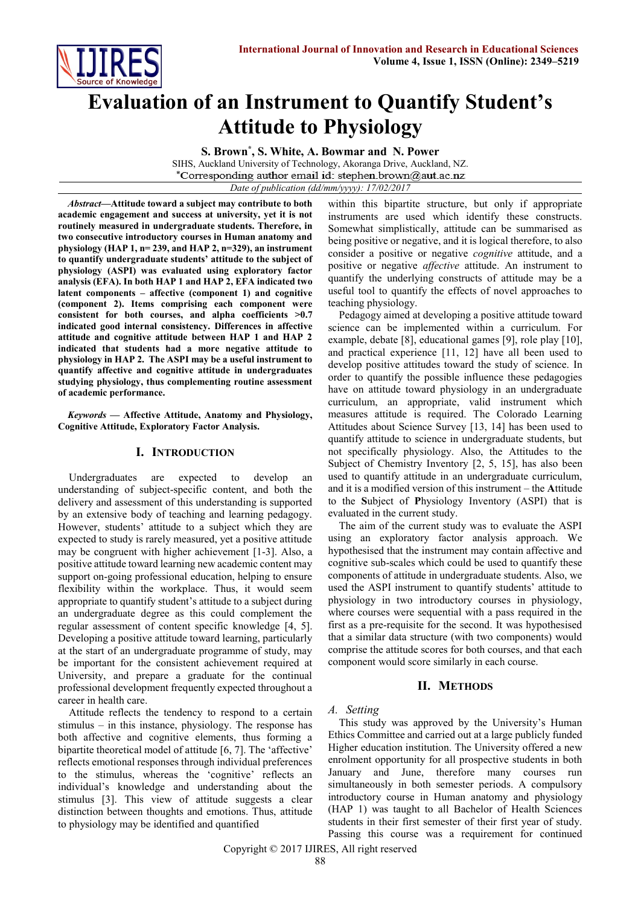# Evaluation of an Instrument to Quantify Student's Attitude to Physiology

**S. Brown***, **S. White, A. Bowmar and N. Power**

SIHS, Auckland University of Technology, Akoranga Drive, Auckland, NZ.

*Corresponding author email id: stephen.brown@aut.ac.nz

*Date of publication (dd/mm/yyyy): 17/02/2017*

***Abstract*—Attitude toward a subject may contribute to both academic engagement and success at university, yet it is not routinely measured in undergraduate students. Therefore, in two consecutive introductory courses in Human anatomy and physiology (HAP 1, n= 239, and HAP 2, n=329), an instrument to quantify undergraduate students' attitude to the subject of physiology (ASPI) was evaluated using exploratory factor analysis (EFA). In both HAP 1 and HAP 2, EFA indicated two latent components – affective (component 1) and cognitive (component 2). Items comprising each component were consistent for both courses, and alpha coefficients >0.7 indicated good internal consistency. Differences in affective attitude and cognitive attitude between HAP 1 and HAP 2 indicated that students had a more negative attitude to physiology in HAP 2. The ASPI may be a useful instrument to quantify affective and cognitive attitude in undergraduates studying physiology, thus complementing routine assessment of academic performance.**

***Keywords* — Affective Attitude, Anatomy and Physiology, Cognitive Attitude, Exploratory Factor Analysis.**

## I. Introduction

Undergraduates are expected to develop an understanding of subject-specific content, and both the delivery and assessment of this understanding is supported by an extensive body of teaching and learning pedagogy. However, students' attitude to a subject which they are expected to study is rarely measured, yet a positive attitude may be congruent with higher achievement [1-3]. Also, a positive attitude toward learning new academic content may support on-going professional education, helping to ensure flexibility within the workplace. Thus, it would seem appropriate to quantify student's attitude to a subject during an undergraduate degree as this could complement the regular assessment of content specific knowledge [4, 5]. Developing a positive attitude toward learning, particularly at the start of an undergraduate programme of study, may be important for the consistent achievement required at University, and prepare a graduate for the continual professional development frequently expected throughout a career in health care.

Attitude reflects the tendency to respond to a certain stimulus – in this instance, physiology. The response has both affective and cognitive elements, thus forming a bipartite theoretical model of attitude [6, 7]. The 'affective' reflects emotional responses through individual preferences to the stimulus, whereas the 'cognitive' reflects an individual's knowledge and understanding about the stimulus [3]. This view of attitude suggests a clear distinction between thoughts and emotions. Thus, attitude to physiology may be identified and quantified within this bipartite structure, but only if appropriate instruments are used which identify these constructs. Somewhat simplistically, attitude can be summarised as being positive or negative, and it is logical therefore, to also consider a positive or negative *cognitive* attitude, and a positive or negative *affective* attitude. An instrument to quantify the underlying constructs of attitude may be a useful tool to quantify the effects of novel approaches to teaching physiology.

Pedagogy aimed at developing a positive attitude toward science can be implemented within a curriculum. For example, debate [8], educational games [9], role play [10], and practical experience [11, 12] have all been used to develop positive attitudes toward the study of science. In order to quantify the possible influence these pedagogies have on attitude toward physiology in an undergraduate curriculum, an appropriate, valid instrument which measures attitude is required. The Colorado Learning Attitudes about Science Survey [13, 14] has been used to quantify attitude to science in undergraduate students, but not specifically physiology. Also, the Attitudes to the Subject of Chemistry Inventory [2, 5, 15], has also been used to quantify attitude in an undergraduate curriculum, and it is a modified version of this instrument – the **A**ttitude to the **S**ubject of **P**hysiology **I**nventory (ASPI) that is evaluated in the current study.

The aim of the current study was to evaluate the ASPI using an exploratory factor analysis approach. We hypothesised that the instrument may contain affective and cognitive sub-scales which could be used to quantify these components of attitude in undergraduate students. Also, we used the ASPI instrument to quantify students' attitude to physiology in two introductory courses in physiology, where courses were sequential with a pass required in the first as a pre-requisite for the second. It was hypothesised that a similar data structure (with two components) would comprise the attitude scores for both courses, and that each component would score similarly in each course.

## II. Methods

### *A. Setting*

This study was approved by the University's Human Ethics Committee and carried out at a large publicly funded Higher education institution. The University offered a new enrolment opportunity for all prospective students in both January and June, therefore many courses run simultaneously in both semester periods. A compulsory introductory course in Human anatomy and physiology (HAP 1) was taught to all Bachelor of Health Sciences students in their first semester of their first year of study. Passing this course was a requirement for continued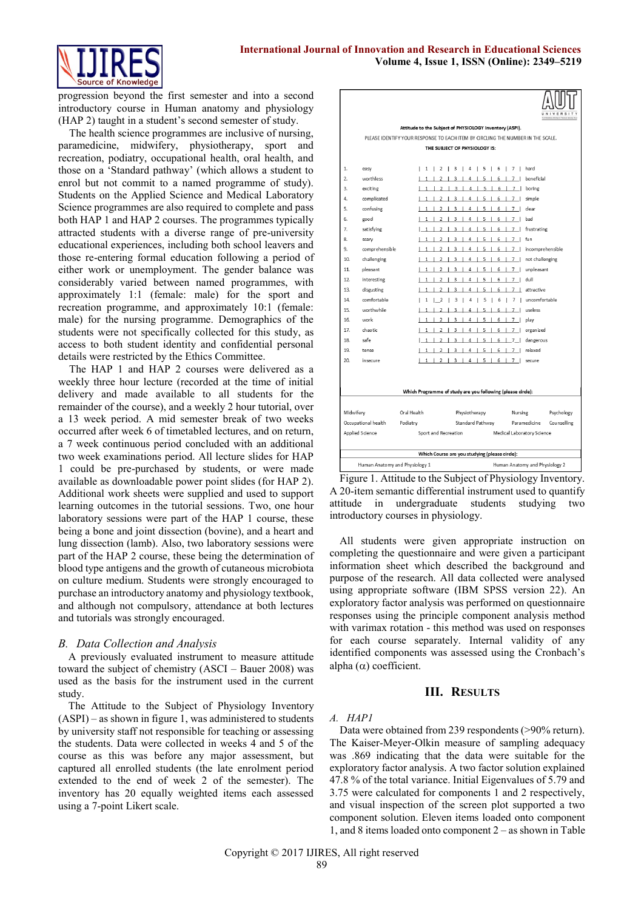progression beyond the first semester and into a second introductory course in Human anatomy and physiology (HAP 2) taught in a student's second semester of study.

The health science programmes are inclusive of nursing, paramedicine, midwifery, physiotherapy, sport and recreation, podiatry, occupational health, oral health, and those on a 'Standard pathway' (which allows a student to enrol but not commit to a named programme of study). Students on the Applied Science and Medical Laboratory Science programmes are also required to complete and pass both HAP 1 and HAP 2 courses. The programmes typically attracted students with a diverse range of pre-university educational experiences, including both school leavers and those re-entering formal education following a period of either work or unemployment. The gender balance was considerably varied between named programmes, with approximately 1:1 (female: male) for the sport and recreation programme, and approximately 10:1 (female: male) for the nursing programme. Demographics of the students were not specifically collected for this study, as access to both student identity and confidential personal details were restricted by the Ethics Committee.

The HAP 1 and HAP 2 courses were delivered as a weekly three hour lecture (recorded at the time of initial delivery and made available to all students for the remainder of the course), and a weekly 2 hour tutorial, over a 13 week period. A mid semester break of two weeks occurred after week 6 of timetabled lectures, and on return, a 7 week continuous period concluded with an additional two week examinations period. All lecture slides for HAP 1 could be pre-purchased by students, or were made available as downloadable power point slides (for HAP 2). Additional work sheets were supplied and used to support learning outcomes in the tutorial sessions. Two, one hour laboratory sessions were part of the HAP 1 course, these being a bone and joint dissection (bovine), and a heart and lung dissection (lamb). Also, two laboratory sessions were part of the HAP 2 course, these being the determination of blood type antigens and the growth of cutaneous microbiota on culture medium. Students were strongly encouraged to purchase an introductory anatomy and physiology textbook, and although not compulsory, attendance at both lectures and tutorials was strongly encouraged.

## B. Data Collection and Analysis

A previously evaluated instrument to measure attitude toward the subject of chemistry (ASCI – Bauer 2008) was used as the basis for the instrument used in the current study.

The Attitude to the Subject of Physiology Inventory (ASPI) – as shown in figure 1, was administered to students by university staff not responsible for teaching or assessing the students. Data were collected in weeks 4 and 5 of the course as this was before any major assessment, but captured all enrolled students (the late enrolment period extended to the end of week 2 of the semester). The inventory has 20 equally weighted items each assessed using a 7-point Likert scale.

**Attitude to the Subject of PHYSIOLOGY Inventory (ASPI).**

PLEASE IDENTIFY YOUR RESPONSE TO EACH ITEM BY CIRCLING THE NUMBER IN THE SCALE.

**THE SUBJECT OF PHYSIOLOGY IS:**

| # | | | | | | | | | |
|---|---|---|---|---|---|---|---|---|---|
| 1. | easy | 1 | 2 | 3 | 4 | 5 | 6 | 7 | hard |
| 2. | worthless | 1 | 2 | 3 | 4 | 5 | 6 | 7 | beneficial |
| 3. | exciting | 1 | 2 | 3 | 4 | 5 | 6 | 7 | boring |
| 4. | complicated | 1 | 2 | 3 | 4 | 5 | 6 | 7 | simple |
| 5. | confusing | 1 | 2 | 3 | 4 | 5 | 6 | 7 | clear |
| 6. | good | 1 | 2 | 3 | 4 | 5 | 6 | 7 | bad |
| 7. | satisfying | 1 | 2 | 3 | 4 | 5 | 6 | 7 | frustrating |
| 8. | scary | 1 | 2 | 3 | 4 | 5 | 6 | 7 | fun |
| 9. | comprehensible | 1 | 2 | 3 | 4 | 5 | 6 | 7 | incomprehensible |
| 10. | challenging | 1 | 2 | 3 | 4 | 5 | 6 | 7 | not challenging |
| 11. | pleasant | 1 | 2 | 3 | 4 | 5 | 6 | 7 | unpleasant |
| 12. | interesting | 1 | 2 | 3 | 4 | 5 | 6 | 7 | dull |
| 13. | disgusting | 1 | 2 | 3 | 4 | 5 | 6 | 7 | attractive |
| 14. | comfortable | 1 | 2 | 3 | 4 | 5 | 6 | 7 | uncomfortable |
| 15. | worthwhile | 1 | 2 | 3 | 4 | 5 | 6 | 7 | useless |
| 16. | work | 1 | 2 | 3 | 4 | 5 | 6 | 7 | play |
| 17. | chaotic | 1 | 2 | 3 | 4 | 5 | 6 | 7 | organized |
| 18. | safe | 1 | 2 | 3 | 4 | 5 | 6 | 7 | dangerous |
| 19. | tense | 1 | 2 | 3 | 4 | 5 | 6 | 7 | relaxed |
| 20. | insecure | 1 | 2 | 3 | 4 | 5 | 6 | 7 | secure |

**Which Programme of study are you following (please circle):**

Midwifery, Oral Health, Physiotherapy, Nursing, Psychology, Occupational health, Podiatry, Standard Pathway, Paramedicine, Counselling, Applied Science, Sport and Recreation, Medical Laboratory Science

**Which Course are you studying (please circle):**

Human Anatomy and Physiology 1, Human Anatomy and Physiology 2

Figure 1. Attitude to the Subject of Physiology Inventory. A 20-item semantic differential instrument used to quantify attitude in undergraduate students studying two introductory courses in physiology.

All students were given appropriate instruction on completing the questionnaire and were given a participant information sheet which described the background and purpose of the research. All data collected were analysed using appropriate software (IBM SPSS version 22). An exploratory factor analysis was performed on questionnaire responses using the principle component analysis method with varimax rotation - this method was used on responses for each course separately. Internal validity of any identified components was assessed using the Cronbach's alpha ($\alpha$) coefficient.

# III. Results

## A. HAP1

Data were obtained from 239 respondents (>90% return). The Kaiser-Meyer-Olkin measure of sampling adequacy was .869 indicating that the data were suitable for the exploratory factor analysis. A two factor solution explained 47.8 % of the total variance. Initial Eigenvalues of 5.79 and 3.75 were calculated for components 1 and 2 respectively, and visual inspection of the screen plot supported a two component solution. Eleven items loaded onto component 1, and 8 items loaded onto component 2 – as shown in Table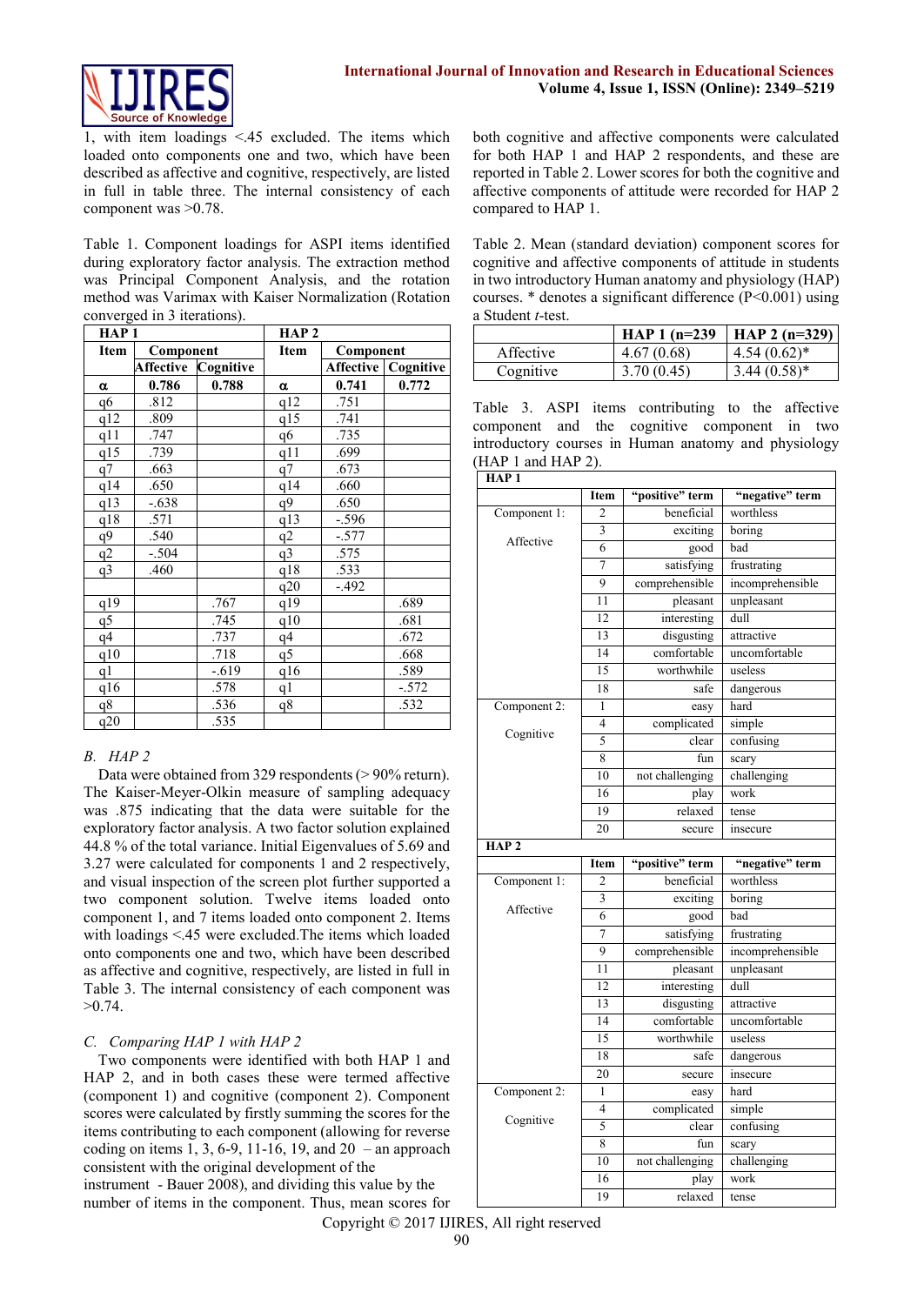1, with item loadings <.45 excluded. The items which loaded onto components one and two, which have been described as affective and cognitive, respectively, are listed in full in table three. The internal consistency of each component was >0.78.

Table 1. Component loadings for ASPI items identified during exploratory factor analysis. The extraction method was Principal Component Analysis, and the rotation method was Varimax with Kaiser Normalization (Rotation converged in 3 iterations).

| HAP 1 | | | HAP 2 | | |
|---|---|---|---|---|---|
| Item | Component | | Item | Component | |
| | Affective | Cognitive | | Affective | Cognitive |
| α | 0.786 | 0.788 | α | 0.741 | 0.772 |
| q6 | .812 | | q12 | .751 | |
| q12 | .809 | | q15 | .741 | |
| q11 | .747 | | q6 | .735 | |
| q15 | .739 | | q11 | .699 | |
| q7 | .663 | | q7 | .673 | |
| q14 | .650 | | q14 | .660 | |
| q13 | -.638 | | q9 | .650 | |
| q18 | .571 | | q13 | -.596 | |
| q9 | .540 | | q2 | -.577 | |
| q2 | -.504 | | q3 | .575 | |
| q3 | .460 | | q18 | .533 | |
| | | | q20 | -.492 | |
| q19 | | .767 | q19 | | .689 |
| q5 | | .745 | q10 | | .681 |
| q4 | | .737 | q4 | | .672 |
| q10 | | .718 | q5 | | .668 |
| q1 | | -.619 | q16 | | .589 |
| q16 | | .578 | q1 | | -.572 |
| q8 | | .536 | q8 | | .532 |
| q20 | | .535 | | | |

### B. HAP 2

Data were obtained from 329 respondents (> 90% return). The Kaiser-Meyer-Olkin measure of sampling adequacy was .875 indicating that the data were suitable for the exploratory factor analysis. A two factor solution explained 44.8 % of the total variance. Initial Eigenvalues of 5.69 and 3.27 were calculated for components 1 and 2 respectively, and visual inspection of the screen plot further supported a two component solution. Twelve items loaded onto component 1, and 7 items loaded onto component 2. Items with loadings <.45 were excluded.The items which loaded onto components one and two, which have been described as affective and cognitive, respectively, are listed in full in Table 3. The internal consistency of each component was >0.74.

### C. Comparing HAP 1 with HAP 2

Two components were identified with both HAP 1 and HAP 2, and in both cases these were termed affective (component 1) and cognitive (component 2). Component scores were calculated by firstly summing the scores for the items contributing to each component (allowing for reverse coding on items 1, 3, 6-9, 11-16, 19, and 20 – an approach consistent with the original development of the instrument - Bauer 2008), and dividing this value by the number of items in the component. Thus, mean scores for both cognitive and affective components were calculated for both HAP 1 and HAP 2 respondents, and these are reported in Table 2. Lower scores for both the cognitive and affective components of attitude were recorded for HAP 2 compared to HAP 1.

Table 2. Mean (standard deviation) component scores for cognitive and affective components of attitude in students in two introductory Human anatomy and physiology (HAP) courses. * denotes a significant difference (P<0.001) using a Student *t*-test.

| | HAP 1 (n=239 | HAP 2 (n=329) |
|---|---|---|
| Affective | 4.67 (0.68) | 4.54 (0.62)* |
| Cognitive | 3.70 (0.45) | 3.44 (0.58)* |

Table 3. ASPI items contributing to the affective component and the cognitive component in two introductory courses in Human anatomy and physiology (HAP 1 and HAP 2).

| HAP 1 | | | |
|---|---|---|---|
| | Item | "positive" term | "negative" term |
| Component 1: Affective | 2 | beneficial | worthless |
| | 3 | exciting | boring |
| | 6 | good | bad |
| | 7 | satisfying | frustrating |
| | 9 | comprehensible | incomprehensible |
| | 11 | pleasant | unpleasant |
| | 12 | interesting | dull |
| | 13 | disgusting | attractive |
| | 14 | comfortable | uncomfortable |
| | 15 | worthwhile | useless |
| | 18 | safe | dangerous |
| Component 2: Cognitive | 1 | easy | hard |
| | 4 | complicated | simple |
| | 5 | clear | confusing |
| | 8 | fun | scary |
| | 10 | not challenging | challenging |
| | 16 | play | work |
| | 19 | relaxed | tense |
| | 20 | secure | insecure |
| **HAP 2** | | | |
| | Item | "positive" term | "negative" term |
| Component 1: Affective | 2 | beneficial | worthless |
| | 3 | exciting | boring |
| | 6 | good | bad |
| | 7 | satisfying | frustrating |
| | 9 | comprehensible | incomprehensible |
| | 11 | pleasant | unpleasant |
| | 12 | interesting | dull |
| | 13 | disgusting | attractive |
| | 14 | comfortable | uncomfortable |
| | 15 | worthwhile | useless |
| | 18 | safe | dangerous |
| | 20 | secure | insecure |
| Component 2: Cognitive | 1 | easy | hard |
| | 4 | complicated | simple |
| | 5 | clear | confusing |
| | 8 | fun | scary |
| | 10 | not challenging | challenging |
| | 16 | play | work |
| | 19 | relaxed | tense |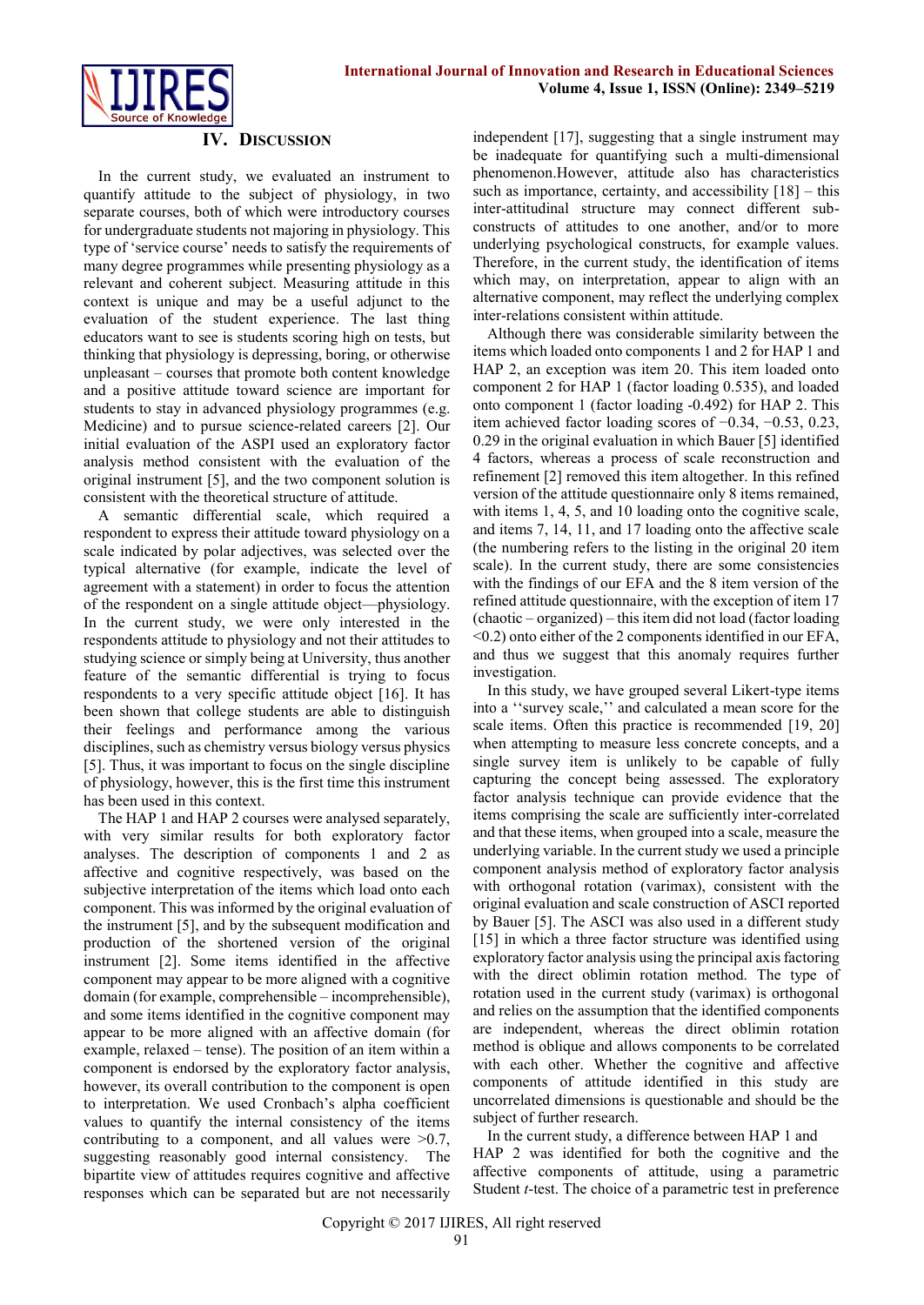## IV. Discussion

In the current study, we evaluated an instrument to quantify attitude to the subject of physiology, in two separate courses, both of which were introductory courses for undergraduate students not majoring in physiology. This type of 'service course' needs to satisfy the requirements of many degree programmes while presenting physiology as a relevant and coherent subject. Measuring attitude in this context is unique and may be a useful adjunct to the evaluation of the student experience. The last thing educators want to see is students scoring high on tests, but thinking that physiology is depressing, boring, or otherwise unpleasant – courses that promote both content knowledge and a positive attitude toward science are important for students to stay in advanced physiology programmes (e.g. Medicine) and to pursue science-related careers [2]. Our initial evaluation of the ASPI used an exploratory factor analysis method consistent with the evaluation of the original instrument [5], and the two component solution is consistent with the theoretical structure of attitude.

A semantic differential scale, which required a respondent to express their attitude toward physiology on a scale indicated by polar adjectives, was selected over the typical alternative (for example, indicate the level of agreement with a statement) in order to focus the attention of the respondent on a single attitude object—physiology. In the current study, we were only interested in the respondents attitude to physiology and not their attitudes to studying science or simply being at University, thus another feature of the semantic differential is trying to focus respondents to a very specific attitude object [16]. It has been shown that college students are able to distinguish their feelings and performance among the various disciplines, such as chemistry versus biology versus physics [5]. Thus, it was important to focus on the single discipline of physiology, however, this is the first time this instrument has been used in this context.

The HAP 1 and HAP 2 courses were analysed separately, with very similar results for both exploratory factor analyses. The description of components 1 and 2 as affective and cognitive respectively, was based on the subjective interpretation of the items which load onto each component. This was informed by the original evaluation of the instrument [5], and by the subsequent modification and production of the shortened version of the original instrument [2]. Some items identified in the affective component may appear to be more aligned with a cognitive domain (for example, comprehensible – incomprehensible), and some items identified in the cognitive component may appear to be more aligned with an affective domain (for example, relaxed – tense). The position of an item within a component is endorsed by the exploratory factor analysis, however, its overall contribution to the component is open to interpretation. We used Cronbach's alpha coefficient values to quantify the internal consistency of the items contributing to a component, and all values were >0.7, suggesting reasonably good internal consistency. The bipartite view of attitudes requires cognitive and affective responses which can be separated but are not necessarily independent [17], suggesting that a single instrument may be inadequate for quantifying such a multi-dimensional phenomenon.However, attitude also has characteristics such as importance, certainty, and accessibility [18] – this inter-attitudinal structure may connect different sub-constructs of attitudes to one another, and/or to more underlying psychological constructs, for example values. Therefore, in the current study, the identification of items which may, on interpretation, appear to align with an alternative component, may reflect the underlying complex inter-relations consistent within attitude.

Although there was considerable similarity between the items which loaded onto components 1 and 2 for HAP 1 and HAP 2, an exception was item 20. This item loaded onto component 2 for HAP 1 (factor loading 0.535), and loaded onto component 1 (factor loading -0.492) for HAP 2. This item achieved factor loading scores of −0.34, −0.53, 0.23, 0.29 in the original evaluation in which Bauer [5] identified 4 factors, whereas a process of scale reconstruction and refinement [2] removed this item altogether. In this refined version of the attitude questionnaire only 8 items remained, with items 1, 4, 5, and 10 loading onto the cognitive scale, and items 7, 14, 11, and 17 loading onto the affective scale (the numbering refers to the listing in the original 20 item scale). In the current study, there are some consistencies with the findings of our EFA and the 8 item version of the refined attitude questionnaire, with the exception of item 17 (chaotic – organized) – this item did not load (factor loading <0.2) onto either of the 2 components identified in our EFA, and thus we suggest that this anomaly requires further investigation.

In this study, we have grouped several Likert-type items into a ''survey scale,'' and calculated a mean score for the scale items. Often this practice is recommended [19, 20] when attempting to measure less concrete concepts, and a single survey item is unlikely to be capable of fully capturing the concept being assessed. The exploratory factor analysis technique can provide evidence that the items comprising the scale are sufficiently inter-correlated and that these items, when grouped into a scale, measure the underlying variable. In the current study we used a principle component analysis method of exploratory factor analysis with orthogonal rotation (varimax), consistent with the original evaluation and scale construction of ASCI reported by Bauer [5]. The ASCI was also used in a different study [15] in which a three factor structure was identified using exploratory factor analysis using the principal axis factoring with the direct oblimin rotation method. The type of rotation used in the current study (varimax) is orthogonal and relies on the assumption that the identified components are independent, whereas the direct oblimin rotation method is oblique and allows components to be correlated with each other. Whether the cognitive and affective components of attitude identified in this study are uncorrelated dimensions is questionable and should be the subject of further research.

In the current study, a difference between HAP 1 and HAP 2 was identified for both the cognitive and the affective components of attitude, using a parametric Student *t*-test. The choice of a parametric test in preference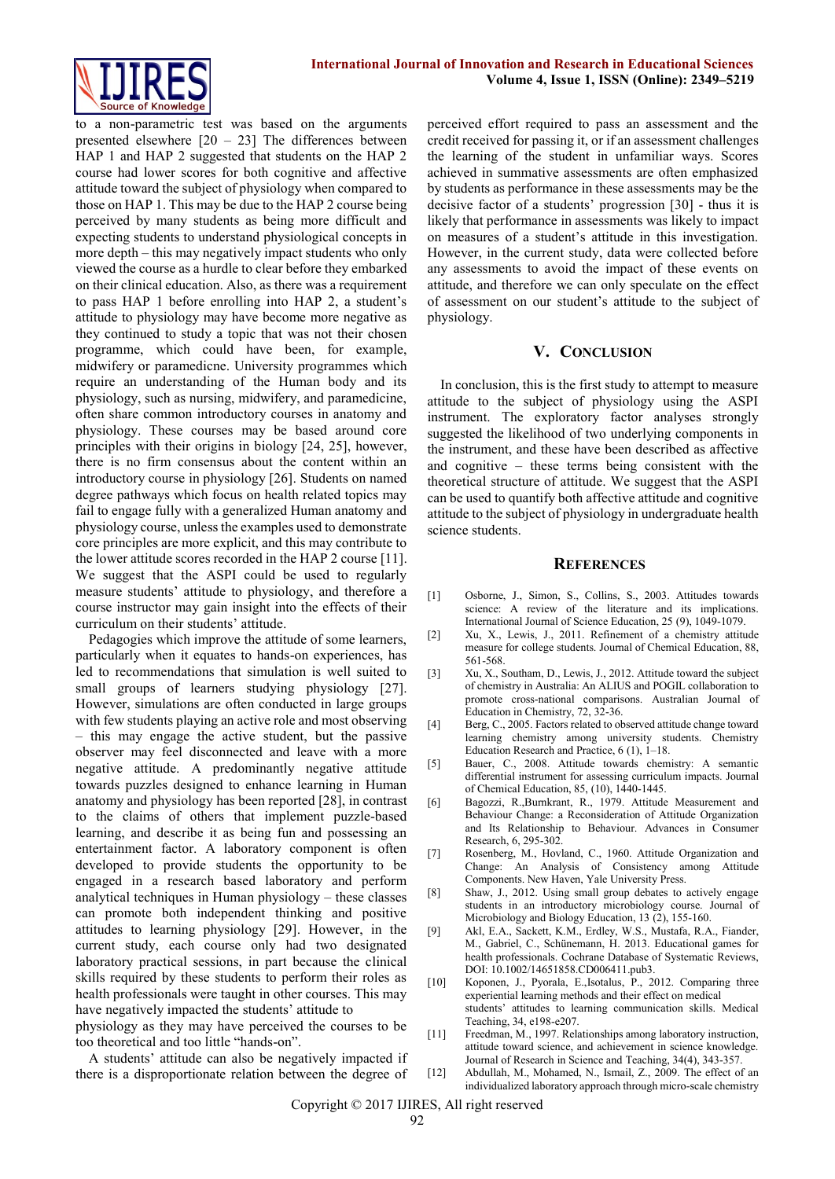to a non-parametric test was based on the arguments presented elsewhere [20 – 23] The differences between HAP 1 and HAP 2 suggested that students on the HAP 2 course had lower scores for both cognitive and affective attitude toward the subject of physiology when compared to those on HAP 1. This may be due to the HAP 2 course being perceived by many students as being more difficult and expecting students to understand physiological concepts in more depth – this may negatively impact students who only viewed the course as a hurdle to clear before they embarked on their clinical education. Also, as there was a requirement to pass HAP 1 before enrolling into HAP 2, a student's attitude to physiology may have become more negative as they continued to study a topic that was not their chosen programme, which could have been, for example, midwifery or paramedicne. University programmes which require an understanding of the Human body and its physiology, such as nursing, midwifery, and paramedicine, often share common introductory courses in anatomy and physiology. These courses may be based around core principles with their origins in biology [24, 25], however, there is no firm consensus about the content within an introductory course in physiology [26]. Students on named degree pathways which focus on health related topics may fail to engage fully with a generalized Human anatomy and physiology course, unless the examples used to demonstrate core principles are more explicit, and this may contribute to the lower attitude scores recorded in the HAP 2 course [11]. We suggest that the ASPI could be used to regularly measure students' attitude to physiology, and therefore a course instructor may gain insight into the effects of their curriculum on their students' attitude.

Pedagogies which improve the attitude of some learners, particularly when it equates to hands-on experiences, has led to recommendations that simulation is well suited to small groups of learners studying physiology [27]. However, simulations are often conducted in large groups with few students playing an active role and most observing – this may engage the active student, but the passive observer may feel disconnected and leave with a more negative attitude. A predominantly negative attitude towards puzzles designed to enhance learning in Human anatomy and physiology has been reported [28], in contrast to the claims of others that implement puzzle-based learning, and describe it as being fun and possessing an entertainment factor. A laboratory component is often developed to provide students the opportunity to be engaged in a research based laboratory and perform analytical techniques in Human physiology – these classes can promote both independent thinking and positive attitudes to learning physiology [29]. However, in the current study, each course only had two designated laboratory practical sessions, in part because the clinical skills required by these students to perform their roles as health professionals were taught in other courses. This may have negatively impacted the students' attitude to physiology as they may have perceived the courses to be too theoretical and too little "hands-on".

A students' attitude can also be negatively impacted if there is a disproportionate relation between the degree of perceived effort required to pass an assessment and the credit received for passing it, or if an assessment challenges the learning of the student in unfamiliar ways. Scores achieved in summative assessments are often emphasized by students as performance in these assessments may be the decisive factor of a students' progression [30] - thus it is likely that performance in assessments was likely to impact on measures of a student's attitude in this investigation. However, in the current study, data were collected before any assessments to avoid the impact of these events on attitude, and therefore we can only speculate on the effect of assessment on our student's attitude to the subject of physiology.

## V. Conclusion

In conclusion, this is the first study to attempt to measure attitude to the subject of physiology using the ASPI instrument. The exploratory factor analyses strongly suggested the likelihood of two underlying components in the instrument, and these have been described as affective and cognitive – these terms being consistent with the theoretical structure of attitude. We suggest that the ASPI can be used to quantify both affective attitude and cognitive attitude to the subject of physiology in undergraduate health science students.

## References

[1] Osborne, J., Simon, S., Collins, S., 2003. Attitudes towards science: A review of the literature and its implications. International Journal of Science Education, 25 (9), 1049-1079.

[2] Xu, X., Lewis, J., 2011. Refinement of a chemistry attitude measure for college students. Journal of Chemical Education, 88, 561-568.

[3] Xu, X., Southam, D., Lewis, J., 2012. Attitude toward the subject of chemistry in Australia: An ALIUS and POGIL collaboration to promote cross-national comparisons. Australian Journal of Education in Chemistry, 72, 32-36.

[4] Berg, C., 2005. Factors related to observed attitude change toward learning chemistry among university students. Chemistry Education Research and Practice, 6 (1), 1–18.

[5] Bauer, C., 2008. Attitude towards chemistry: A semantic differential instrument for assessing curriculum impacts. Journal of Chemical Education, 85, (10), 1440-1445.

[6] Bagozzi, R.,Burnkrant, R., 1979. Attitude Measurement and Behaviour Change: a Reconsideration of Attitude Organization and Its Relationship to Behaviour. Advances in Consumer Research, 6, 295-302.

[7] Rosenberg, M., Hovland, C., 1960. Attitude Organization and Change: An Analysis of Consistency among Attitude Components. New Haven, Yale University Press.

[8] Shaw, J., 2012. Using small group debates to actively engage students in an introductory microbiology course. Journal of Microbiology and Biology Education, 13 (2), 155-160.

[9] Akl, E.A., Sackett, K.M., Erdley, W.S., Mustafa, R.A., Fiander, M., Gabriel, C., Schünemann, H. 2013. Educational games for health professionals. Cochrane Database of Systematic Reviews, DOI: 10.1002/14651858.CD006411.pub3.

[10] Koponen, J., Pyorala, E.,Isotalus, P., 2012. Comparing three experiential learning methods and their effect on medical students' attitudes to learning communication skills. Medical Teaching, 34, e198-e207.

[11] Freedman, M., 1997. Relationships among laboratory instruction, attitude toward science, and achievement in science knowledge. Journal of Research in Science and Teaching, 34(4), 343-357.

[12] Abdullah, M., Mohamed, N., Ismail, Z., 2009. The effect of an individualized laboratory approach through micro-scale chemistry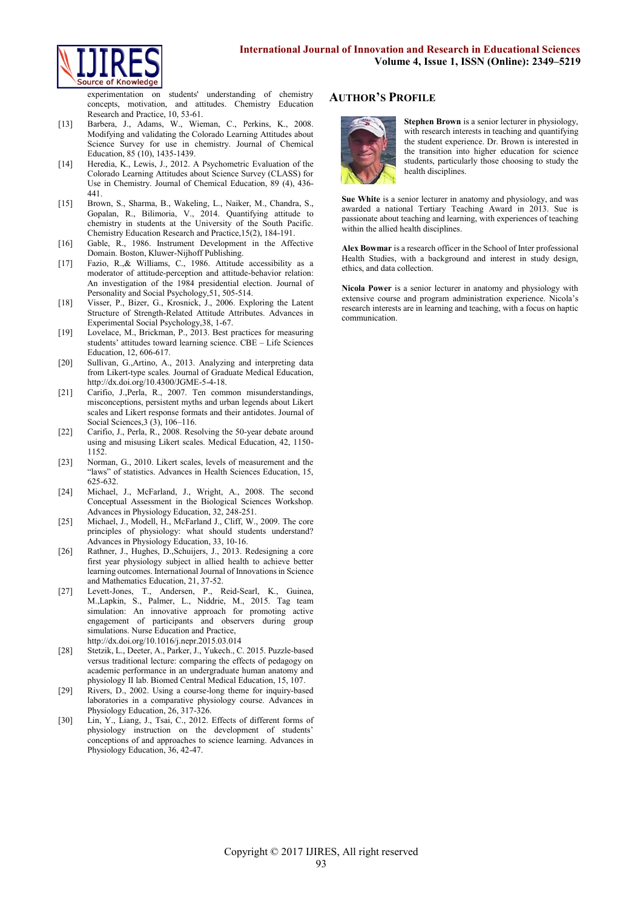experimentation on students' understanding of chemistry concepts, motivation, and attitudes. Chemistry Education Research and Practice, 10, 53-61.

[13] Barbera, J., Adams, W., Wieman, C., Perkins, K., 2008. Modifying and validating the Colorado Learning Attitudes about Science Survey for use in chemistry. Journal of Chemical Education, 85 (10), 1435-1439.

[14] Heredia, K., Lewis, J., 2012. A Psychometric Evaluation of the Colorado Learning Attitudes about Science Survey (CLASS) for Use in Chemistry. Journal of Chemical Education, 89 (4), 436-441.

[15] Brown, S., Sharma, B., Wakeling, L., Naiker, M., Chandra, S., Gopalan, R., Bilimoria, V., 2014. Quantifying attitude to chemistry in students at the University of the South Pacific. Chemistry Education Research and Practice,15(2), 184-191.

[16] Gable, R., 1986. Instrument Development in the Affective Domain. Boston, Kluwer-Nijhoff Publishing.

[17] Fazio, R.,& Williams, C., 1986. Attitude accessibility as a moderator of attitude-perception and attitude-behavior relation: An investigation of the 1984 presidential election. Journal of Personality and Social Psychology,51, 505-514.

[18] Visser, P., Bizer, G., Krosnick, J., 2006. Exploring the Latent Structure of Strength-Related Attitude Attributes. Advances in Experimental Social Psychology,38, 1-67.

[19] Lovelace, M., Brickman, P., 2013. Best practices for measuring students' attitudes toward learning science. CBE – Life Sciences Education, 12, 606-617.

[20] Sullivan, G.,Artino, A., 2013. Analyzing and interpreting data from Likert-type scales. Journal of Graduate Medical Education, http://dx.doi.org/10.4300/JGME-5-4-18.

[21] Carifio, J.,Perla, R., 2007. Ten common misunderstandings, misconceptions, persistent myths and urban legends about Likert scales and Likert response formats and their antidotes. Journal of Social Sciences,3 (3), 106–116.

[22] Carifio, J., Perla, R., 2008. Resolving the 50-year debate around using and misusing Likert scales. Medical Education, 42, 1150-1152.

[23] Norman, G., 2010. Likert scales, levels of measurement and the "laws" of statistics. Advances in Health Sciences Education, 15, 625-632.

[24] Michael, J., McFarland, J., Wright, A., 2008. The second Conceptual Assessment in the Biological Sciences Workshop. Advances in Physiology Education, 32, 248-251.

[25] Michael, J., Modell, H., McFarland J., Cliff, W., 2009. The core principles of physiology: what should students understand? Advances in Physiology Education, 33, 10-16.

[26] Rathner, J., Hughes, D.,Schuijers, J., 2013. Redesigning a core first year physiology subject in allied health to achieve better learning outcomes. International Journal of Innovations in Science and Mathematics Education, 21, 37-52.

[27] Levett-Jones, T., Andersen, P., Reid-Searl, K., Guinea, M.,Lapkin, S., Palmer, L., Niddrie, M., 2015. Tag team simulation: An innovative approach for promoting active engagement of participants and observers during group simulations. Nurse Education and Practice, http://dx.doi.org/10.1016/j.nepr.2015.03.014

[28] Stetzik, L., Deeter, A., Parker, J., Yukech., C. 2015. Puzzle-based versus traditional lecture: comparing the effects of pedagogy on academic performance in an undergraduate human anatomy and physiology II lab. Biomed Central Medical Education, 15, 107.

[29] Rivers, D., 2002. Using a course-long theme for inquiry-based laboratories in a comparative physiology course. Advances in Physiology Education, 26, 317-326.

[30] Lin, Y., Liang, J., Tsai, C., 2012. Effects of different forms of physiology instruction on the development of students' conceptions of and approaches to science learning. Advances in Physiology Education, 36, 42-47.

## Author's Profile

**Stephen Brown** is a senior lecturer in physiology, with research interests in teaching and quantifying the student experience. Dr. Brown is interested in the transition into higher education for science students, particularly those choosing to study the health disciplines.

**Sue White** is a senior lecturer in anatomy and physiology, and was awarded a national Tertiary Teaching Award in 2013. Sue is passionate about teaching and learning, with experiences of teaching within the allied health disciplines.

**Alex Bowmar** is a research officer in the School of Inter professional Health Studies, with a background and interest in study design, ethics, and data collection.

**Nicola Power** is a senior lecturer in anatomy and physiology with extensive course and program administration experience. Nicola's research interests are in learning and teaching, with a focus on haptic communication.